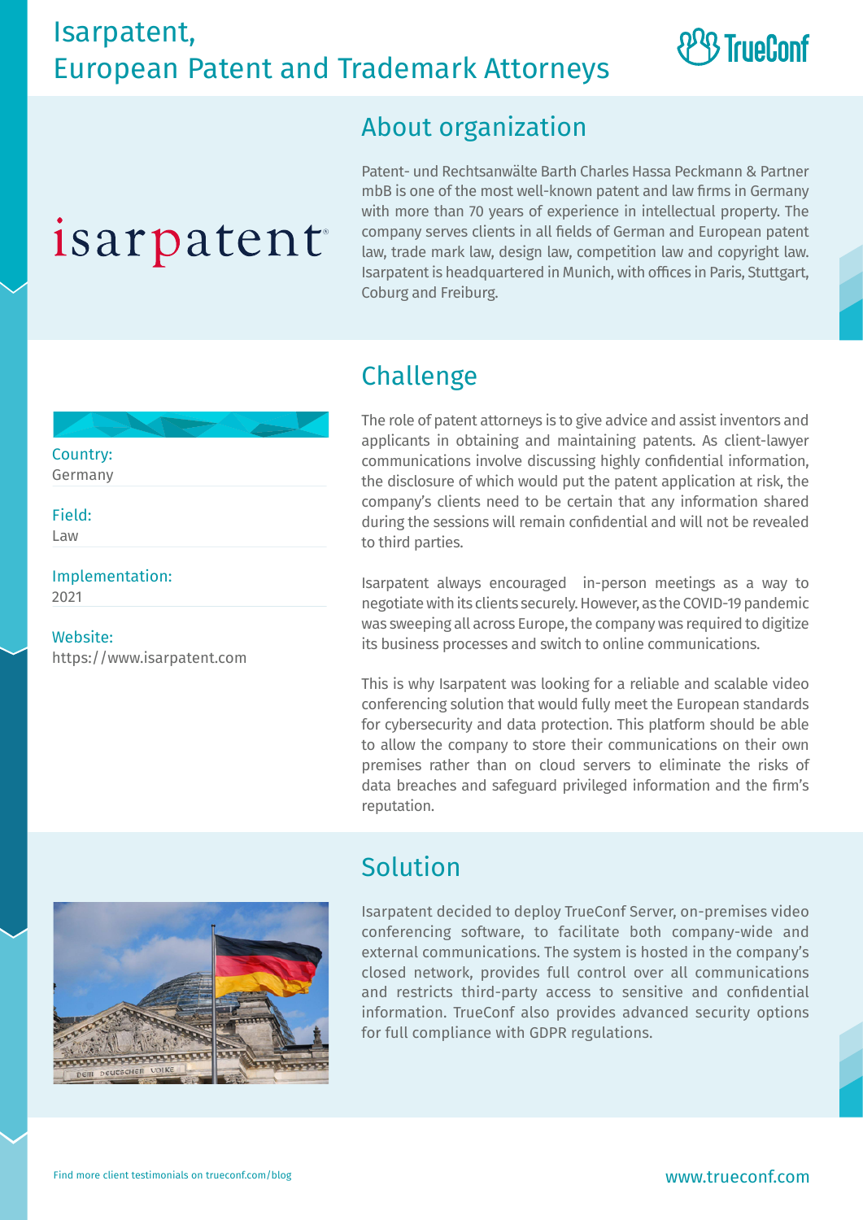# Isarpatent, European Patent and Trademark Attorneys

TrueConf

isarpatent

## About organization

Patent- und Rechtsanwälte Barth Charles Hassa Peckmann & Partner mbB is one of the most well-known patent and law firms in Germany with more than 70 years of experience in intellectual property. The company serves clients in all fields of German and European patent law, trade mark law, design law, competition law and copyright law. Isarpatent is headquartered in Munich, with offices in Paris, Stuttgart, Coburg and Freiburg.

**Country:**
Germany

**Field:**
Law

**Implementation:**
2021

**Website:**
https://www.isarpatent.com

## Challenge

The role of patent attorneys is to give advice and assist inventors and applicants in obtaining and maintaining patents. As client-lawyer communications involve discussing highly confidential information, the disclosure of which would put the patent application at risk, the company's clients need to be certain that any information shared during the sessions will remain confidential and will not be revealed to third parties.

Isarpatent always encouraged in-person meetings as a way to negotiate with its clients securely. However, as the COVID-19 pandemic was sweeping all across Europe, the company was required to digitize its business processes and switch to online communications.

This is why Isarpatent was looking for a reliable and scalable video conferencing solution that would fully meet the European standards for cybersecurity and data protection. This platform should be able to allow the company to store their communications on their own premises rather than on cloud servers to eliminate the risks of data breaches and safeguard privileged information and the firm's reputation.

## Solution

Isarpatent decided to deploy TrueConf Server, on-premises video conferencing software, to facilitate both company-wide and external communications. The system is hosted in the company's closed network, provides full control over all communications and restricts third-party access to sensitive and confidential information. TrueConf also provides advanced security options for full compliance with GDPR regulations.

Find more client testimonials on trueconf.com/blog

www.trueconf.com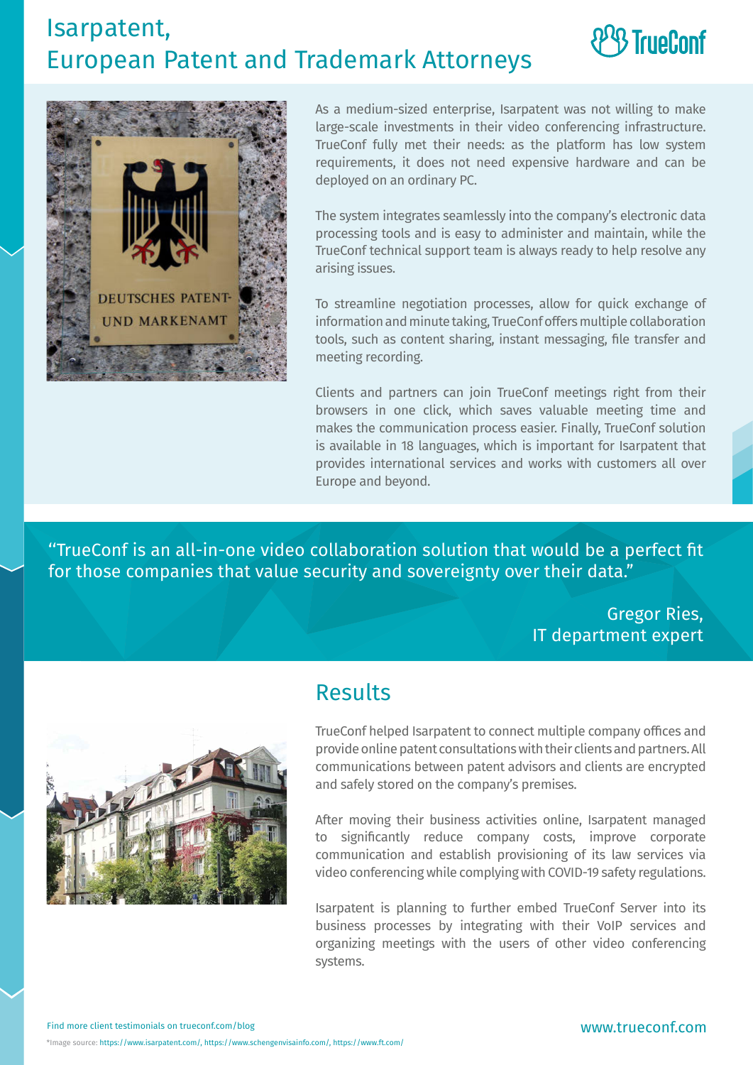# Isarpatent, European Patent and Trademark Attorneys

TrueConf

As a medium-sized enterprise, Isarpatent was not willing to make large-scale investments in their video conferencing infrastructure. TrueConf fully met their needs: as the platform has low system requirements, it does not need expensive hardware and can be deployed on an ordinary PC.

The system integrates seamlessly into the company's electronic data processing tools and is easy to administer and maintain, while the TrueConf technical support team is always ready to help resolve any arising issues.

To streamline negotiation processes, allow for quick exchange of information and minute taking, TrueConf offers multiple collaboration tools, such as content sharing, instant messaging, file transfer and meeting recording.

Clients and partners can join TrueConf meetings right from their browsers in one click, which saves valuable meeting time and makes the communication process easier. Finally, TrueConf solution is available in 18 languages, which is important for Isarpatent that provides international services and works with customers all over Europe and beyond.

"TrueConf is an all-in-one video collaboration solution that would be a perfect fit for those companies that value security and sovereignty over their data."

Gregor Ries,
IT department expert

## Results

TrueConf helped Isarpatent to connect multiple company offices and provide online patent consultations with their clients and partners. All communications between patent advisors and clients are encrypted and safely stored on the company's premises.

After moving their business activities online, Isarpatent managed to significantly reduce company costs, improve corporate communication and establish provisioning of its law services via video conferencing while complying with COVID-19 safety regulations.

Isarpatent is planning to further embed TrueConf Server into its business processes by integrating with their VoIP services and organizing meetings with the users of other video conferencing systems.

Find more client testimonials on trueconf.com/blog

www.trueconf.com

*Image source: https://www.isarpatent.com/, https://www.schengenvisainfo.com/, https://www.ft.com/